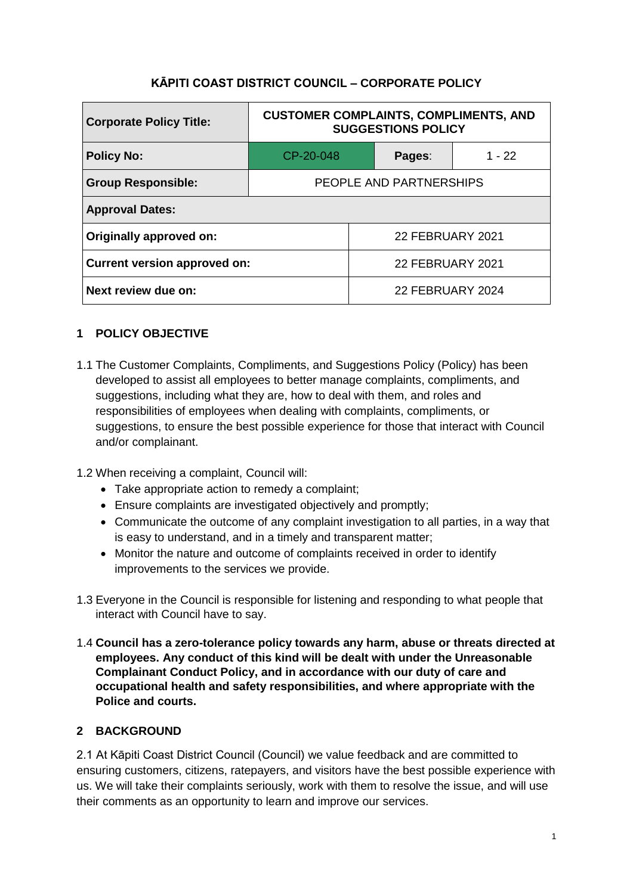# KĀPITI COAST DISTRICT COUNCIL – CORPORATE POLICY

| Corporate Policy Title: | CUSTOMER COMPLAINTS, COMPLIMENTS, AND SUGGESTIONS POLICY | | |
|---|---|---|---|
| **Policy No:** | CP-20-048 | **Pages:** | 1 - 22 |
| **Group Responsible:** | PEOPLE AND PARTNERSHIPS | | |
| **Approval Dates:** | | | |
| **Originally approved on:** | 22 FEBRUARY 2021 | | |
| **Current version approved on:** | 22 FEBRUARY 2021 | | |
| **Next review due on:** | 22 FEBRUARY 2024 | | |

## 1 POLICY OBJECTIVE

1.1 The Customer Complaints, Compliments, and Suggestions Policy (Policy) has been developed to assist all employees to better manage complaints, compliments, and suggestions, including what they are, how to deal with them, and roles and responsibilities of employees when dealing with complaints, compliments, or suggestions, to ensure the best possible experience for those that interact with Council and/or complainant.

1.2 When receiving a complaint, Council will:

- Take appropriate action to remedy a complaint;
- Ensure complaints are investigated objectively and promptly;
- Communicate the outcome of any complaint investigation to all parties, in a way that is easy to understand, and in a timely and transparent matter;
- Monitor the nature and outcome of complaints received in order to identify improvements to the services we provide.

1.3 Everyone in the Council is responsible for listening and responding to what people that interact with Council have to say.

1.4 **Council has a zero-tolerance policy towards any harm, abuse or threats directed at employees. Any conduct of this kind will be dealt with under the Unreasonable Complainant Conduct Policy, and in accordance with our duty of care and occupational health and safety responsibilities, and where appropriate with the Police and courts.**

## 2 BACKGROUND

2.1 At Kāpiti Coast District Council (Council) we value feedback and are committed to ensuring customers, citizens, ratepayers, and visitors have the best possible experience with us. We will take their complaints seriously, work with them to resolve the issue, and will use their comments as an opportunity to learn and improve our services.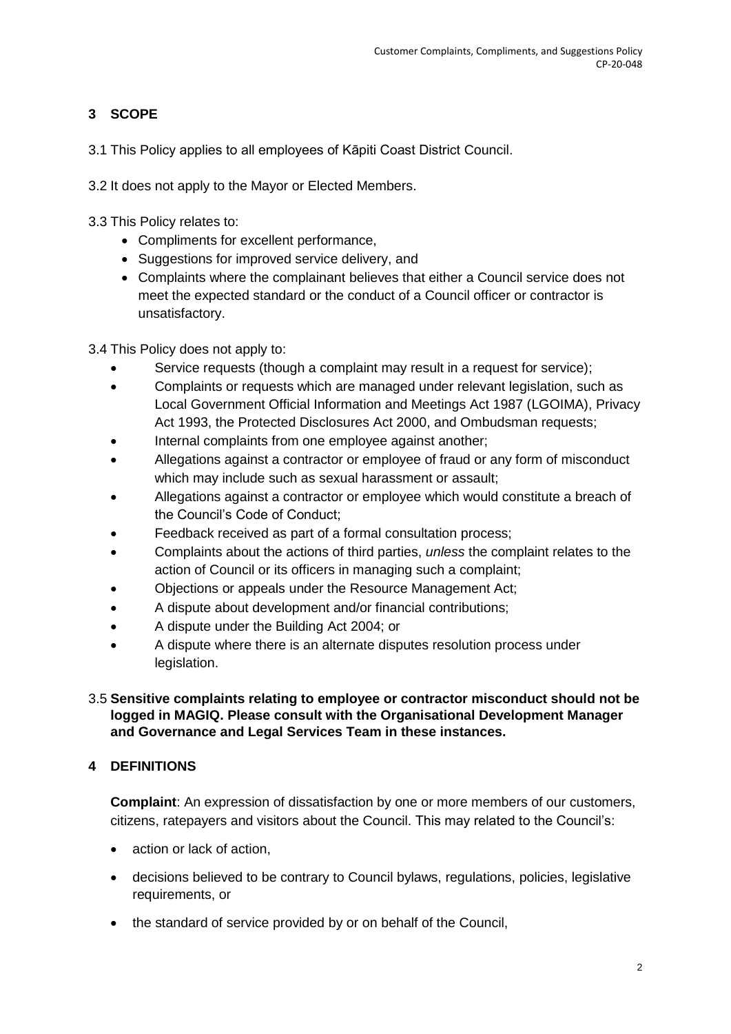## 3 SCOPE

3.1 This Policy applies to all employees of Kāpiti Coast District Council.

3.2 It does not apply to the Mayor or Elected Members.

3.3 This Policy relates to:

- Compliments for excellent performance,
- Suggestions for improved service delivery, and
- Complaints where the complainant believes that either a Council service does not meet the expected standard or the conduct of a Council officer or contractor is unsatisfactory.

3.4 This Policy does not apply to:

- Service requests (though a complaint may result in a request for service);
- Complaints or requests which are managed under relevant legislation, such as Local Government Official Information and Meetings Act 1987 (LGOIMA), Privacy Act 1993, the Protected Disclosures Act 2000, and Ombudsman requests;
- Internal complaints from one employee against another;
- Allegations against a contractor or employee of fraud or any form of misconduct which may include such as sexual harassment or assault;
- Allegations against a contractor or employee which would constitute a breach of the Council's Code of Conduct;
- Feedback received as part of a formal consultation process;
- Complaints about the actions of third parties, *unless* the complaint relates to the action of Council or its officers in managing such a complaint;
- Objections or appeals under the Resource Management Act;
- A dispute about development and/or financial contributions;
- A dispute under the Building Act 2004; or
- A dispute where there is an alternate disputes resolution process under legislation.

3.5 **Sensitive complaints relating to employee or contractor misconduct should not be logged in MAGIQ. Please consult with the Organisational Development Manager and Governance and Legal Services Team in these instances.**

## 4 DEFINITIONS

**Complaint**: An expression of dissatisfaction by one or more members of our customers, citizens, ratepayers and visitors about the Council. This may related to the Council's:

- action or lack of action,
- decisions believed to be contrary to Council bylaws, regulations, policies, legislative requirements, or
- the standard of service provided by or on behalf of the Council,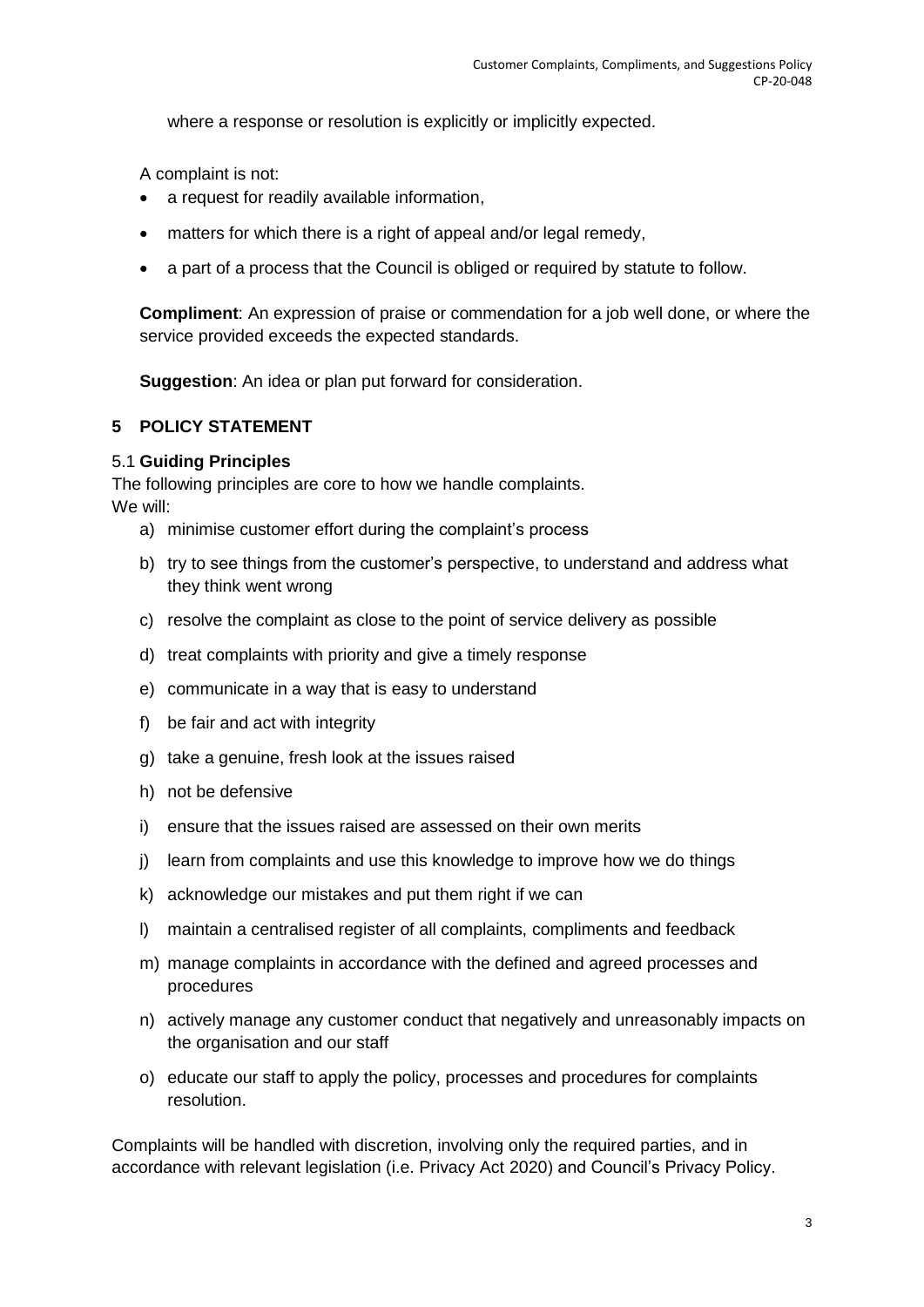where a response or resolution is explicitly or implicitly expected.

A complaint is not:

- a request for readily available information,
- matters for which there is a right of appeal and/or legal remedy,
- a part of a process that the Council is obliged or required by statute to follow.

**Compliment**: An expression of praise or commendation for a job well done, or where the service provided exceeds the expected standards.

**Suggestion**: An idea or plan put forward for consideration.

## 5 POLICY STATEMENT

### 5.1 Guiding Principles

The following principles are core to how we handle complaints.
We will:

a) minimise customer effort during the complaint's process

b) try to see things from the customer's perspective, to understand and address what they think went wrong

c) resolve the complaint as close to the point of service delivery as possible

d) treat complaints with priority and give a timely response

e) communicate in a way that is easy to understand

f) be fair and act with integrity

g) take a genuine, fresh look at the issues raised

h) not be defensive

i) ensure that the issues raised are assessed on their own merits

j) learn from complaints and use this knowledge to improve how we do things

k) acknowledge our mistakes and put them right if we can

l) maintain a centralised register of all complaints, compliments and feedback

m) manage complaints in accordance with the defined and agreed processes and procedures

n) actively manage any customer conduct that negatively and unreasonably impacts on the organisation and our staff

o) educate our staff to apply the policy, processes and procedures for complaints resolution.

Complaints will be handled with discretion, involving only the required parties, and in accordance with relevant legislation (i.e. Privacy Act 2020) and Council's Privacy Policy.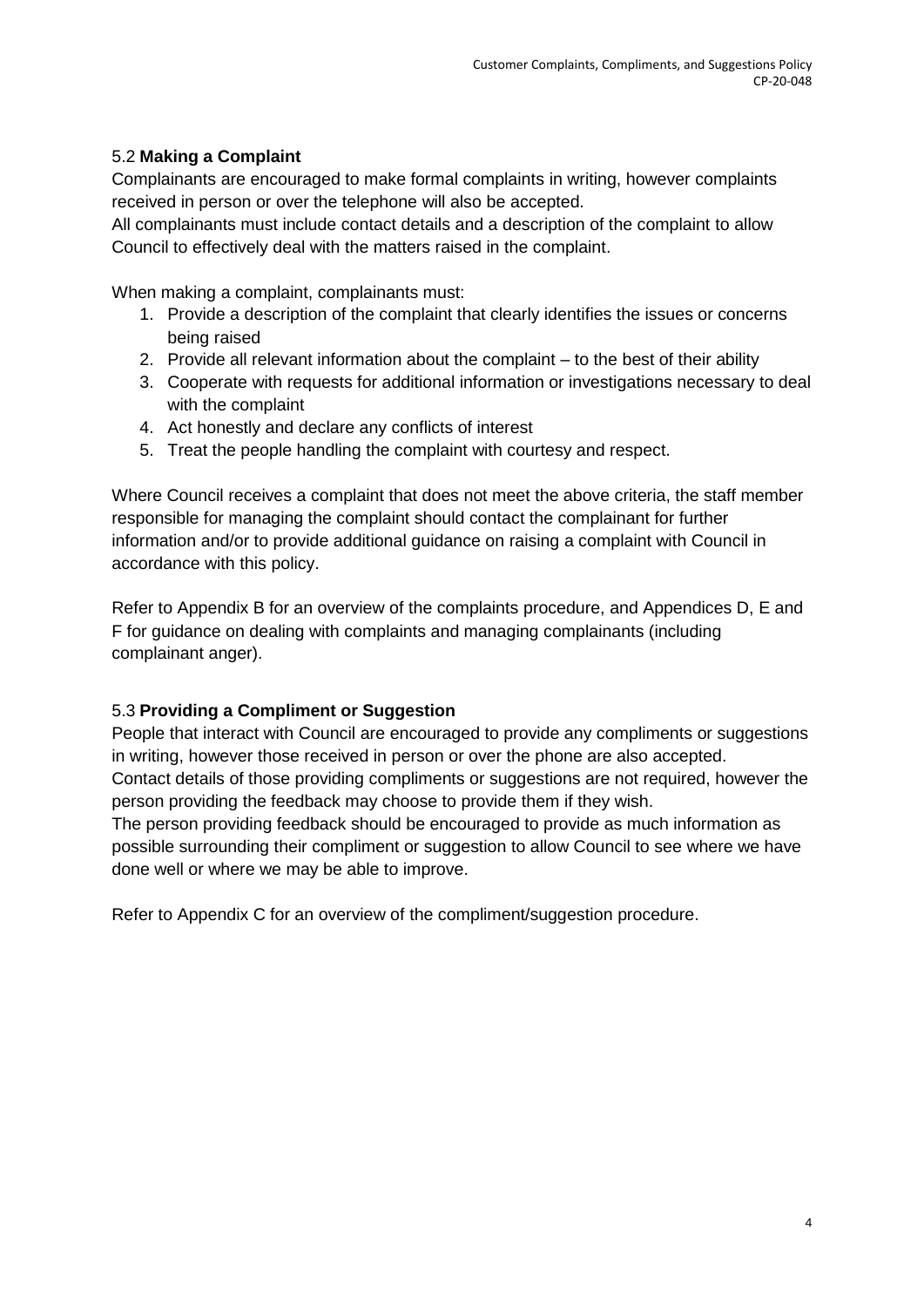### 5.2 **Making a Complaint**

Complainants are encouraged to make formal complaints in writing, however complaints received in person or over the telephone will also be accepted.
All complainants must include contact details and a description of the complaint to allow Council to effectively deal with the matters raised in the complaint.

When making a complaint, complainants must:

1. Provide a description of the complaint that clearly identifies the issues or concerns being raised
2. Provide all relevant information about the complaint – to the best of their ability
3. Cooperate with requests for additional information or investigations necessary to deal with the complaint
4. Act honestly and declare any conflicts of interest
5. Treat the people handling the complaint with courtesy and respect.

Where Council receives a complaint that does not meet the above criteria, the staff member responsible for managing the complaint should contact the complainant for further information and/or to provide additional guidance on raising a complaint with Council in accordance with this policy.

Refer to Appendix B for an overview of the complaints procedure, and Appendices D, E and F for guidance on dealing with complaints and managing complainants (including complainant anger).

### 5.3 **Providing a Compliment or Suggestion**

People that interact with Council are encouraged to provide any compliments or suggestions in writing, however those received in person or over the phone are also accepted.
Contact details of those providing compliments or suggestions are not required, however the person providing the feedback may choose to provide them if they wish.
The person providing feedback should be encouraged to provide as much information as possible surrounding their compliment or suggestion to allow Council to see where we have done well or where we may be able to improve.

Refer to Appendix C for an overview of the compliment/suggestion procedure.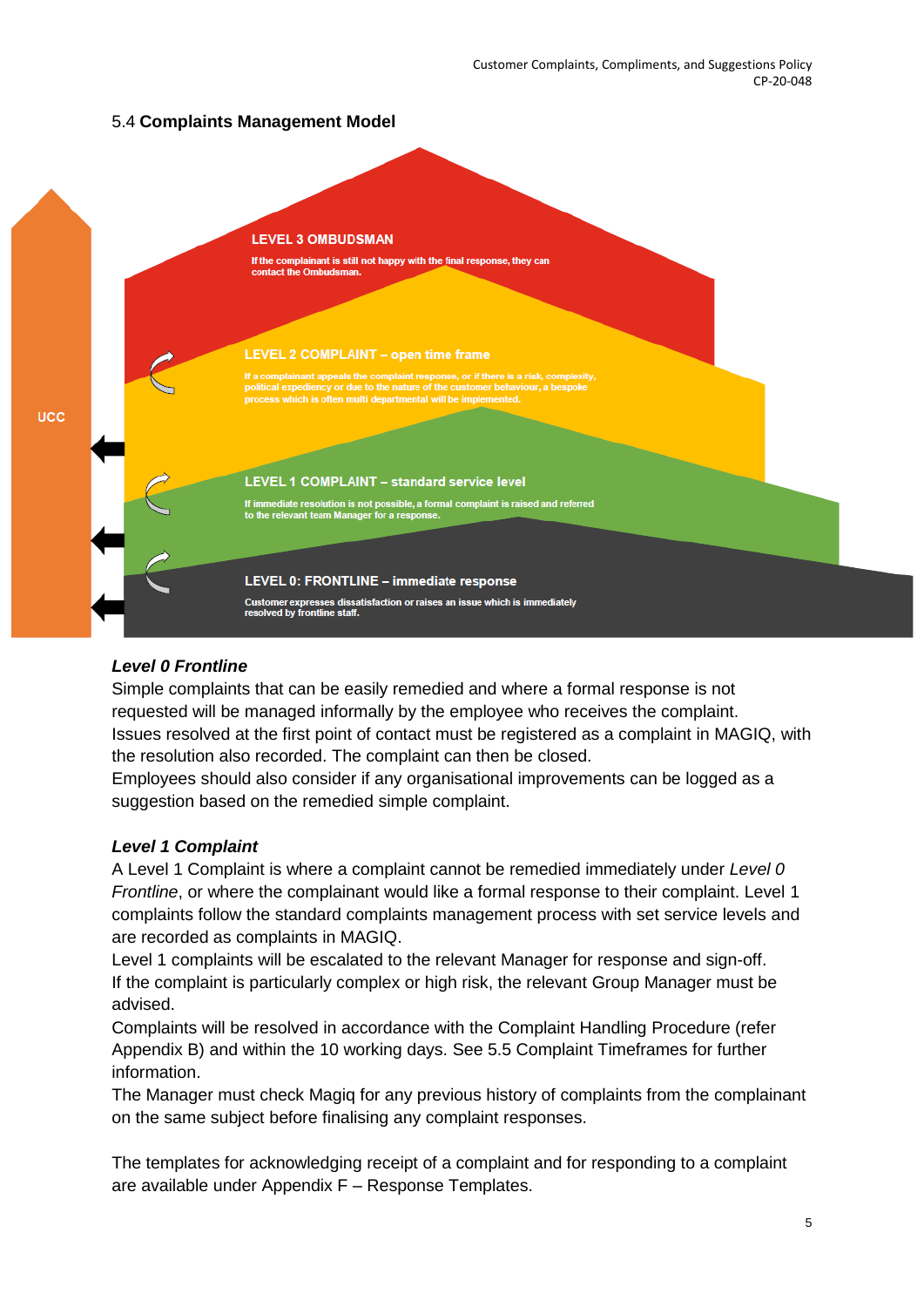## 5.4 **Complaints Management Model**

UCC

**LEVEL 3 OMBUDSMAN**

If the complainant is still not happy with the final response, they can contact the Ombudsman.

**LEVEL 2 COMPLAINT – open time frame**

If a complainant appeals the complaint response, or if there is a risk, complexity, political expediency or due to the nature of the customer behaviour, a bespoke process which is often multi departmental will be implemented.

**LEVEL 1 COMPLAINT – standard service level**

If immediate resolution is not possible, a formal complaint is raised and referred to the relevant team Manager for a response.

**LEVEL 0: FRONTLINE – immediate response**

Customer expresses dissatisfaction or raises an issue which is immediately resolved by frontline staff.

***Level 0 Frontline***

Simple complaints that can be easily remedied and where a formal response is not requested will be managed informally by the employee who receives the complaint.
Issues resolved at the first point of contact must be registered as a complaint in MAGIQ, with the resolution also recorded. The complaint can then be closed.
Employees should also consider if any organisational improvements can be logged as a suggestion based on the remedied simple complaint.

***Level 1 Complaint***

A Level 1 Complaint is where a complaint cannot be remedied immediately under *Level 0 Frontline*, or where the complainant would like a formal response to their complaint. Level 1 complaints follow the standard complaints management process with set service levels and are recorded as complaints in MAGIQ.
Level 1 complaints will be escalated to the relevant Manager for response and sign-off.
If the complaint is particularly complex or high risk, the relevant Group Manager must be advised.
Complaints will be resolved in accordance with the Complaint Handling Procedure (refer Appendix B) and within the 10 working days. See 5.5 Complaint Timeframes for further information.
The Manager must check Magiq for any previous history of complaints from the complainant on the same subject before finalising any complaint responses.

The templates for acknowledging receipt of a complaint and for responding to a complaint are available under Appendix F – Response Templates.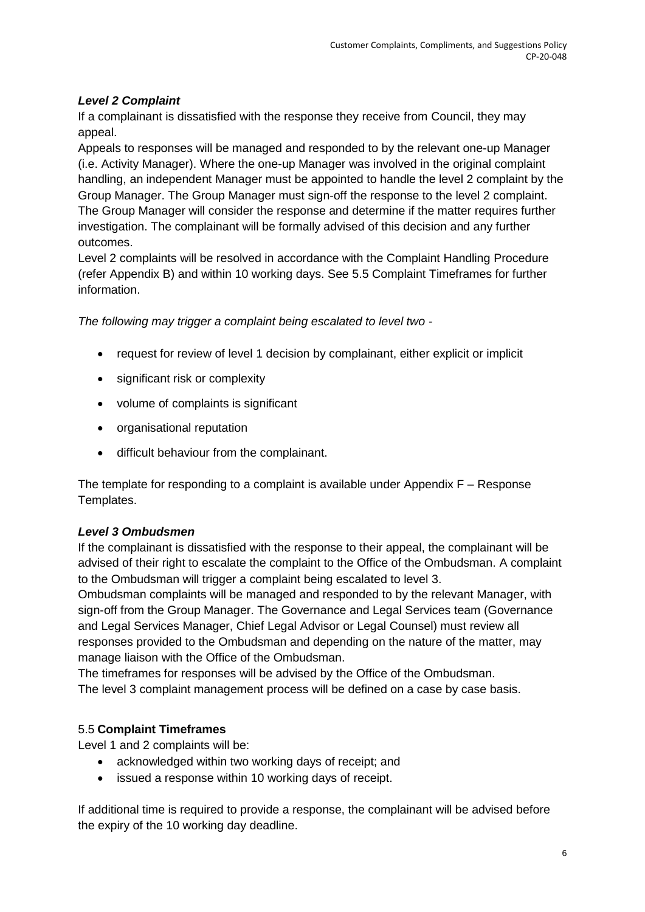### *Level 2 Complaint*

If a complainant is dissatisfied with the response they receive from Council, they may appeal.

Appeals to responses will be managed and responded to by the relevant one-up Manager (i.e. Activity Manager). Where the one-up Manager was involved in the original complaint handling, an independent Manager must be appointed to handle the level 2 complaint by the Group Manager. The Group Manager must sign-off the response to the level 2 complaint. The Group Manager will consider the response and determine if the matter requires further investigation. The complainant will be formally advised of this decision and any further outcomes.

Level 2 complaints will be resolved in accordance with the Complaint Handling Procedure (refer Appendix B) and within 10 working days. See 5.5 Complaint Timeframes for further information.

*The following may trigger a complaint being escalated to level two -*

- request for review of level 1 decision by complainant, either explicit or implicit
- significant risk or complexity
- volume of complaints is significant
- organisational reputation
- difficult behaviour from the complainant.

The template for responding to a complaint is available under Appendix F – Response Templates.

### *Level 3 Ombudsmen*

If the complainant is dissatisfied with the response to their appeal, the complainant will be advised of their right to escalate the complaint to the Office of the Ombudsman. A complaint to the Ombudsman will trigger a complaint being escalated to level 3.

Ombudsman complaints will be managed and responded to by the relevant Manager, with sign-off from the Group Manager. The Governance and Legal Services team (Governance and Legal Services Manager, Chief Legal Advisor or Legal Counsel) must review all responses provided to the Ombudsman and depending on the nature of the matter, may manage liaison with the Office of the Ombudsman.

The timeframes for responses will be advised by the Office of the Ombudsman.

The level 3 complaint management process will be defined on a case by case basis.

### 5.5 **Complaint Timeframes**

Level 1 and 2 complaints will be:

- acknowledged within two working days of receipt; and
- issued a response within 10 working days of receipt.

If additional time is required to provide a response, the complainant will be advised before the expiry of the 10 working day deadline.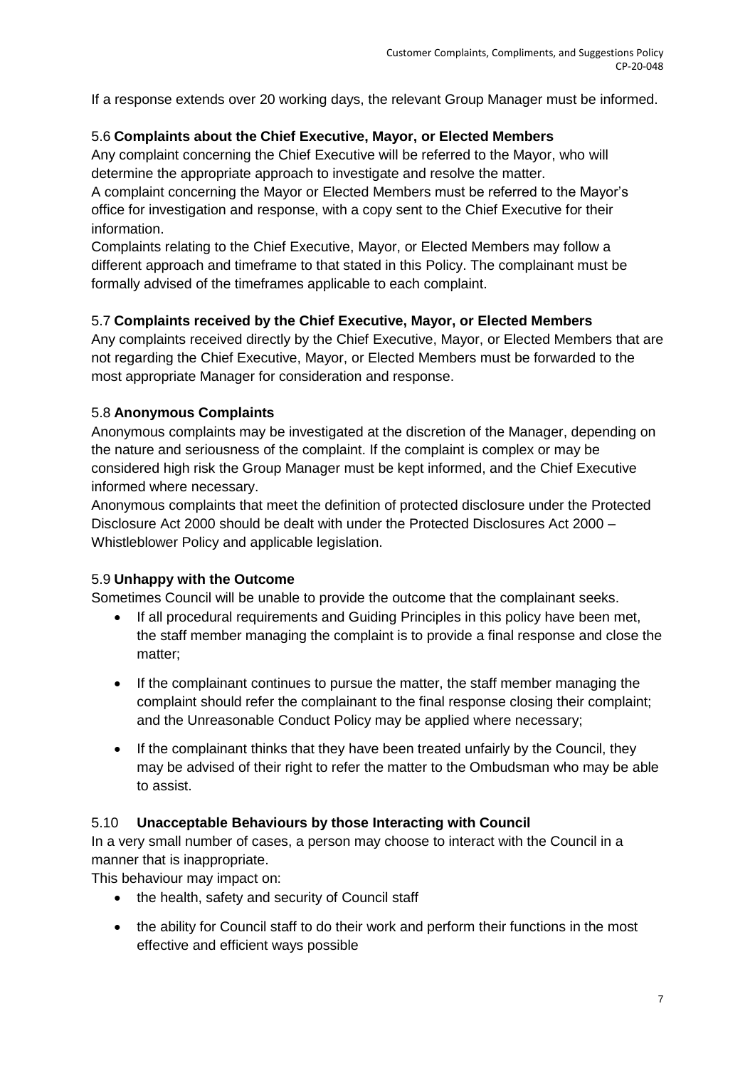If a response extends over 20 working days, the relevant Group Manager must be informed.

### 5.6 **Complaints about the Chief Executive, Mayor, or Elected Members**

Any complaint concerning the Chief Executive will be referred to the Mayor, who will determine the appropriate approach to investigate and resolve the matter.

A complaint concerning the Mayor or Elected Members must be referred to the Mayor's office for investigation and response, with a copy sent to the Chief Executive for their information.

Complaints relating to the Chief Executive, Mayor, or Elected Members may follow a different approach and timeframe to that stated in this Policy. The complainant must be formally advised of the timeframes applicable to each complaint.

### 5.7 **Complaints received by the Chief Executive, Mayor, or Elected Members**

Any complaints received directly by the Chief Executive, Mayor, or Elected Members that are not regarding the Chief Executive, Mayor, or Elected Members must be forwarded to the most appropriate Manager for consideration and response.

### 5.8 **Anonymous Complaints**

Anonymous complaints may be investigated at the discretion of the Manager, depending on the nature and seriousness of the complaint. If the complaint is complex or may be considered high risk the Group Manager must be kept informed, and the Chief Executive informed where necessary.

Anonymous complaints that meet the definition of protected disclosure under the Protected Disclosure Act 2000 should be dealt with under the Protected Disclosures Act 2000 – Whistleblower Policy and applicable legislation.

### 5.9 **Unhappy with the Outcome**

Sometimes Council will be unable to provide the outcome that the complainant seeks.

- If all procedural requirements and Guiding Principles in this policy have been met, the staff member managing the complaint is to provide a final response and close the matter;
- If the complainant continues to pursue the matter, the staff member managing the complaint should refer the complainant to the final response closing their complaint; and the Unreasonable Conduct Policy may be applied where necessary;
- If the complainant thinks that they have been treated unfairly by the Council, they may be advised of their right to refer the matter to the Ombudsman who may be able to assist.

### 5.10 **Unacceptable Behaviours by those Interacting with Council**

In a very small number of cases, a person may choose to interact with the Council in a manner that is inappropriate.

This behaviour may impact on:

- the health, safety and security of Council staff
- the ability for Council staff to do their work and perform their functions in the most effective and efficient ways possible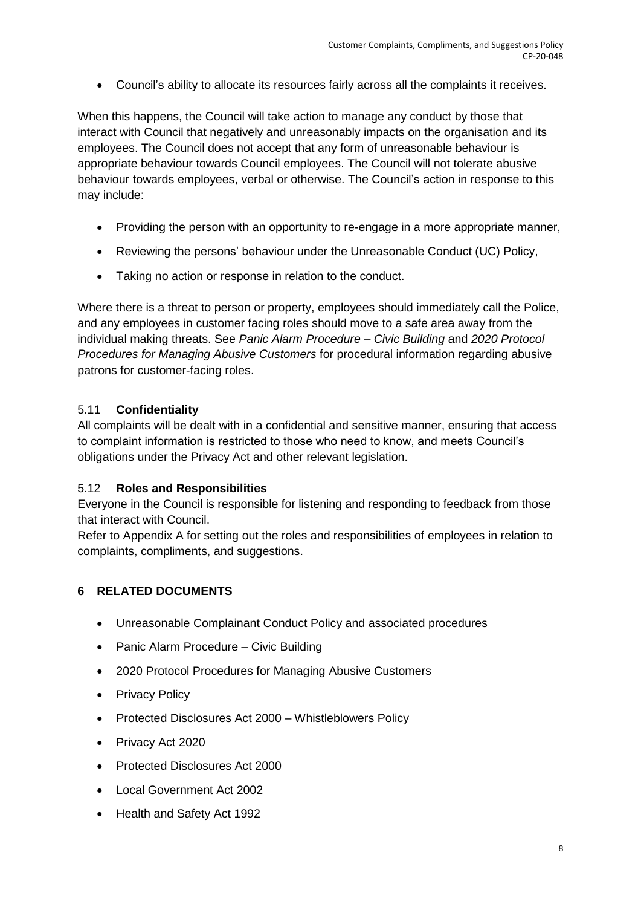- Council's ability to allocate its resources fairly across all the complaints it receives.

When this happens, the Council will take action to manage any conduct by those that interact with Council that negatively and unreasonably impacts on the organisation and its employees. The Council does not accept that any form of unreasonable behaviour is appropriate behaviour towards Council employees. The Council will not tolerate abusive behaviour towards employees, verbal or otherwise. The Council's action in response to this may include:

- Providing the person with an opportunity to re-engage in a more appropriate manner,
- Reviewing the persons' behaviour under the Unreasonable Conduct (UC) Policy,
- Taking no action or response in relation to the conduct.

Where there is a threat to person or property, employees should immediately call the Police, and any employees in customer facing roles should move to a safe area away from the individual making threats. See *Panic Alarm Procedure – Civic Building* and *2020 Protocol Procedures for Managing Abusive Customers* for procedural information regarding abusive patrons for customer-facing roles.

### 5.11 Confidentiality

All complaints will be dealt with in a confidential and sensitive manner, ensuring that access to complaint information is restricted to those who need to know, and meets Council's obligations under the Privacy Act and other relevant legislation.

### 5.12 Roles and Responsibilities

Everyone in the Council is responsible for listening and responding to feedback from those that interact with Council.

Refer to Appendix A for setting out the roles and responsibilities of employees in relation to complaints, compliments, and suggestions.

## 6 RELATED DOCUMENTS

- Unreasonable Complainant Conduct Policy and associated procedures
- Panic Alarm Procedure – Civic Building
- 2020 Protocol Procedures for Managing Abusive Customers
- Privacy Policy
- Protected Disclosures Act 2000 – Whistleblowers Policy
- Privacy Act 2020
- Protected Disclosures Act 2000
- Local Government Act 2002
- Health and Safety Act 1992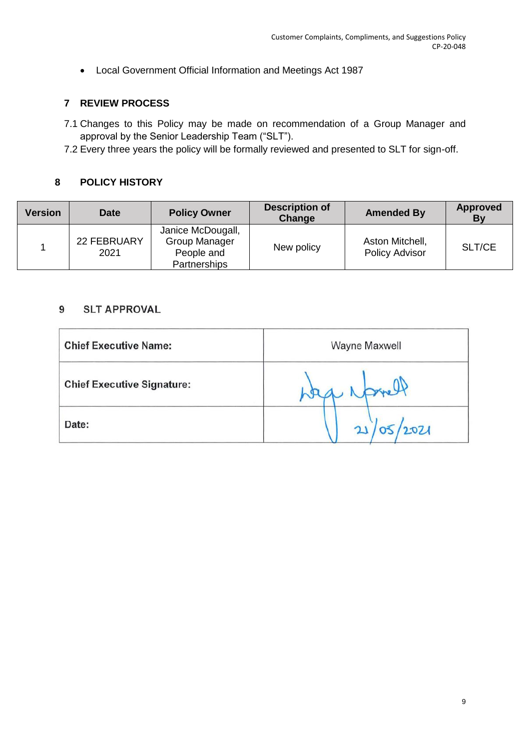- Local Government Official Information and Meetings Act 1987

## 7 REVIEW PROCESS

7.1 Changes to this Policy may be made on recommendation of a Group Manager and approval by the Senior Leadership Team ("SLT").

7.2 Every three years the policy will be formally reviewed and presented to SLT for sign-off.

## 8 POLICY HISTORY

| Version | Date | Policy Owner | Description of Change | Amended By | Approved By |
|---|---|---|---|---|---|
| 1 | 22 FEBRUARY 2021 | Janice McDougall, Group Manager People and Partnerships | New policy | Aston Mitchell, Policy Advisor | SLT/CE |

## 9 SLT APPROVAL

| | |
|---|---|
| **Chief Executive Name:** | Wayne Maxwell |
| **Chief Executive Signature:** | [Signature] |
| **Date:** | 21/05/2021 |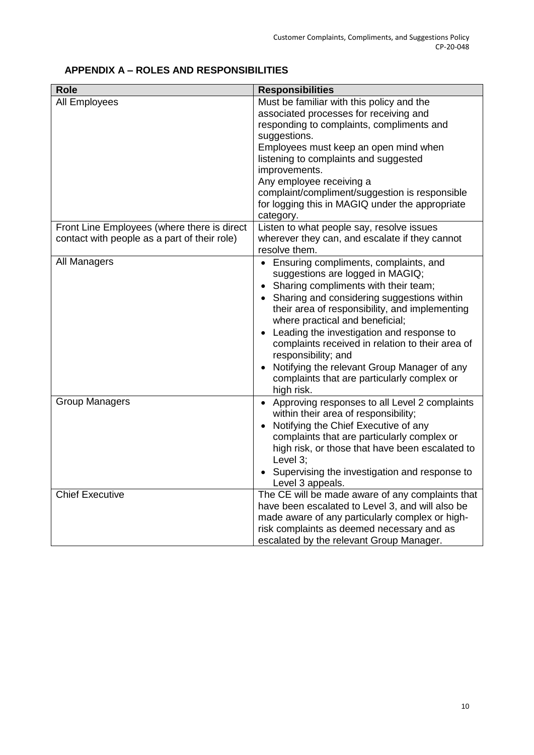## APPENDIX A – ROLES AND RESPONSIBILITIES

| Role | Responsibilities |
|---|---|
| All Employees | Must be familiar with this policy and the associated processes for receiving and responding to complaints, compliments and suggestions.<br>Employees must keep an open mind when listening to complaints and suggested improvements.<br>Any employee receiving a complaint/compliment/suggestion is responsible for logging this in MAGIQ under the appropriate category. |
| Front Line Employees (where there is direct contact with people as a part of their role) | Listen to what people say, resolve issues wherever they can, and escalate if they cannot resolve them. |
| All Managers | • Ensuring compliments, complaints, and suggestions are logged in MAGIQ;<br>• Sharing compliments with their team;<br>• Sharing and considering suggestions within their area of responsibility, and implementing where practical and beneficial;<br>• Leading the investigation and response to complaints received in relation to their area of responsibility; and<br>• Notifying the relevant Group Manager of any complaints that are particularly complex or high risk. |
| Group Managers | • Approving responses to all Level 2 complaints within their area of responsibility;<br>• Notifying the Chief Executive of any complaints that are particularly complex or high risk, or those that have been escalated to Level 3;<br>• Supervising the investigation and response to Level 3 appeals. |
| Chief Executive | The CE will be made aware of any complaints that have been escalated to Level 3, and will also be made aware of any particularly complex or high-risk complaints as deemed necessary and as escalated by the relevant Group Manager. |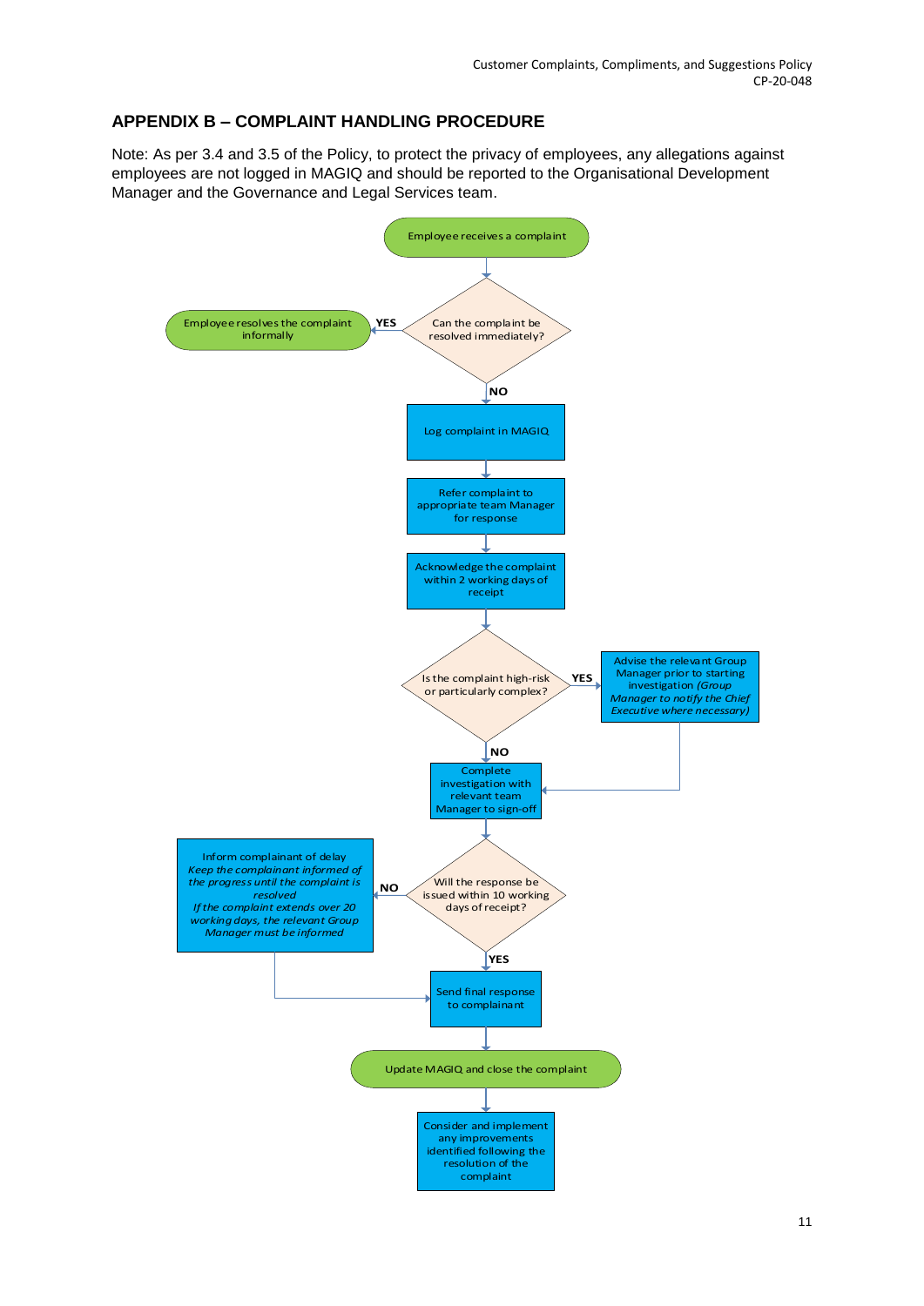## APPENDIX B – COMPLAINT HANDLING PROCEDURE

Note: As per 3.4 and 3.5 of the Policy, to protect the privacy of employees, any allegations against employees are not logged in MAGIQ and should be reported to the Organisational Development Manager and the Governance and Legal Services team.

Employee receives a complaint

Can the complaint be resolved immediately?

YES

Employee resolves the complaint informally

NO

Log complaint in MAGIQ

Refer complaint to appropriate team Manager for response

Acknowledge the complaint within 2 working days of receipt

Is the complaint high-risk or particularly complex?

YES

Advise the relevant Group Manager prior to starting investigation *(Group Manager to notify the Chief Executive where necessary)*

NO

Complete investigation with relevant team Manager to sign-off

Will the response be issued within 10 working days of receipt?

NO

Inform complainant of delay
*Keep the complainant informed of the progress until the complaint is resolved*
*If the complaint extends over 20 working days, the relevant Group Manager must be informed*

YES

Send final response to complainant

Update MAGIQ and close the complaint

Consider and implement any improvements identified following the resolution of the complaint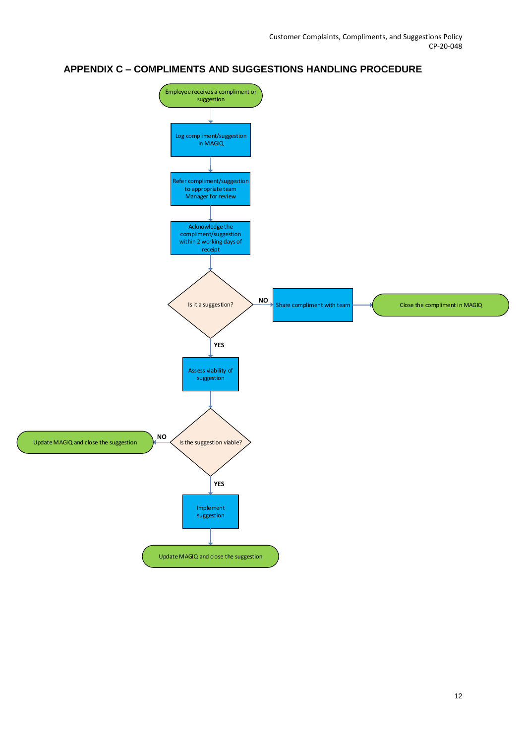## APPENDIX C – COMPLIMENTS AND SUGGESTIONS HANDLING PROCEDURE

Employee receives a compliment or suggestion

Log compliment/suggestion in MAGIQ

Refer compliment/suggestion to appropriate team Manager for review

Acknowledge the compliment/suggestion within 2 working days of receipt

Is it a suggestion?

NO

Share compliment with team

Close the compliment in MAGIQ

YES

Assess viability of suggestion

Is the suggestion viable?

NO

Update MAGIQ and close the suggestion

YES

Implement suggestion

Update MAGIQ and close the suggestion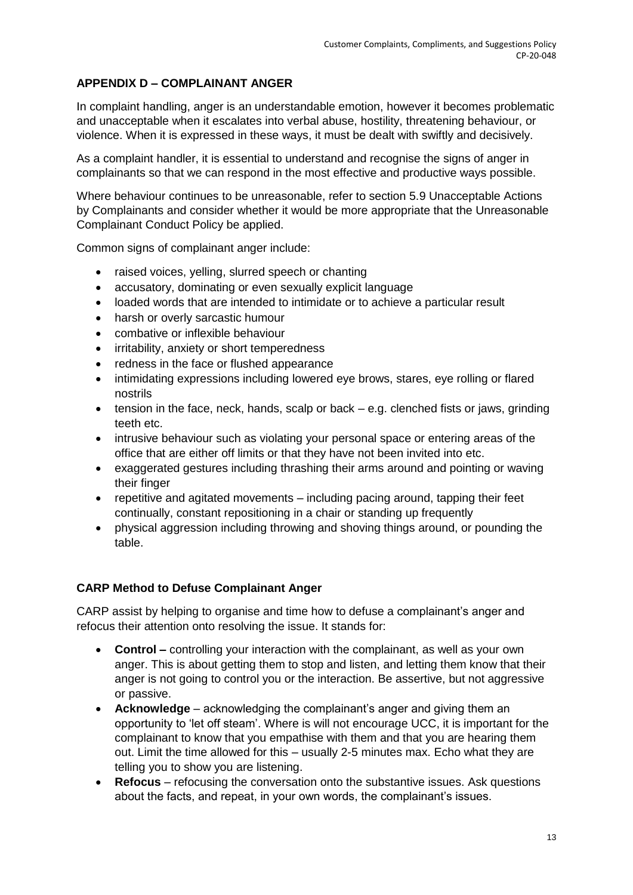## APPENDIX D – COMPLAINANT ANGER

In complaint handling, anger is an understandable emotion, however it becomes problematic and unacceptable when it escalates into verbal abuse, hostility, threatening behaviour, or violence. When it is expressed in these ways, it must be dealt with swiftly and decisively.

As a complaint handler, it is essential to understand and recognise the signs of anger in complainants so that we can respond in the most effective and productive ways possible.

Where behaviour continues to be unreasonable, refer to section 5.9 Unacceptable Actions by Complainants and consider whether it would be more appropriate that the Unreasonable Complainant Conduct Policy be applied.

Common signs of complainant anger include:

- raised voices, yelling, slurred speech or chanting
- accusatory, dominating or even sexually explicit language
- loaded words that are intended to intimidate or to achieve a particular result
- harsh or overly sarcastic humour
- combative or inflexible behaviour
- irritability, anxiety or short temperedness
- redness in the face or flushed appearance
- intimidating expressions including lowered eye brows, stares, eye rolling or flared nostrils
- tension in the face, neck, hands, scalp or back – e.g. clenched fists or jaws, grinding teeth etc.
- intrusive behaviour such as violating your personal space or entering areas of the office that are either off limits or that they have not been invited into etc.
- exaggerated gestures including thrashing their arms around and pointing or waving their finger
- repetitive and agitated movements – including pacing around, tapping their feet continually, constant repositioning in a chair or standing up frequently
- physical aggression including throwing and shoving things around, or pounding the table.

### CARP Method to Defuse Complainant Anger

CARP assist by helping to organise and time how to defuse a complainant's anger and refocus their attention onto resolving the issue. It stands for:

- **Control –** controlling your interaction with the complainant, as well as your own anger. This is about getting them to stop and listen, and letting them know that their anger is not going to control you or the interaction. Be assertive, but not aggressive or passive.
- **Acknowledge** – acknowledging the complainant's anger and giving them an opportunity to 'let off steam'. Where is will not encourage UCC, it is important for the complainant to know that you empathise with them and that you are hearing them out. Limit the time allowed for this – usually 2-5 minutes max. Echo what they are telling you to show you are listening.
- **Refocus** – refocusing the conversation onto the substantive issues. Ask questions about the facts, and repeat, in your own words, the complainant's issues.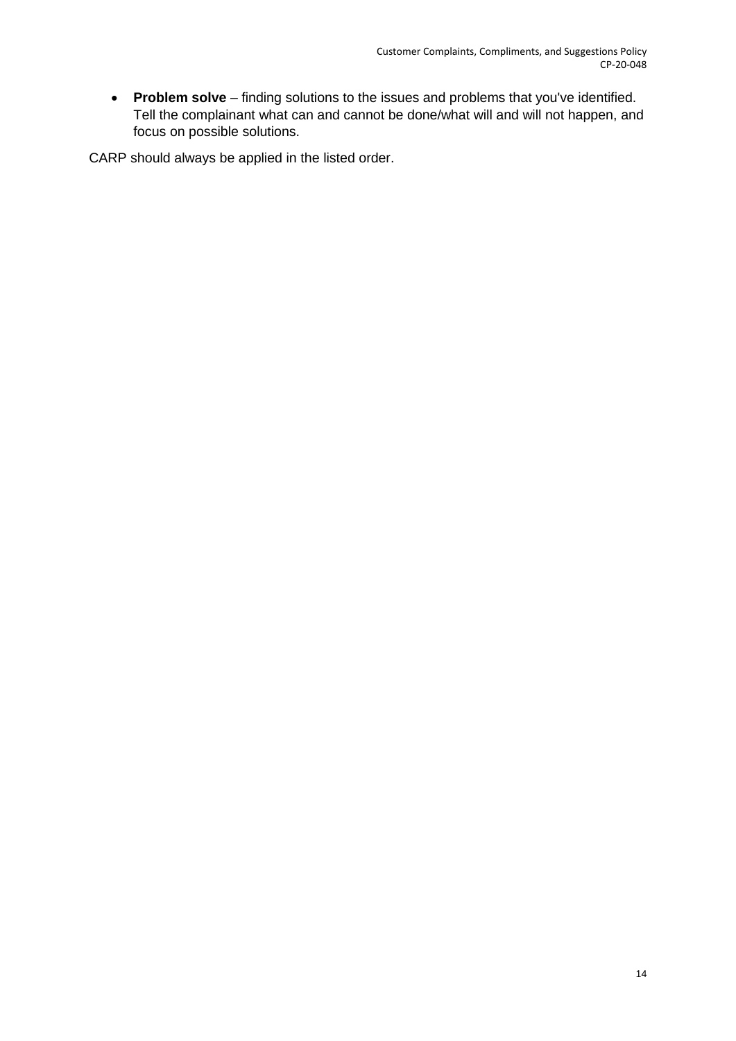- **Problem solve** – finding solutions to the issues and problems that you've identified. Tell the complainant what can and cannot be done/what will and will not happen, and focus on possible solutions.

CARP should always be applied in the listed order.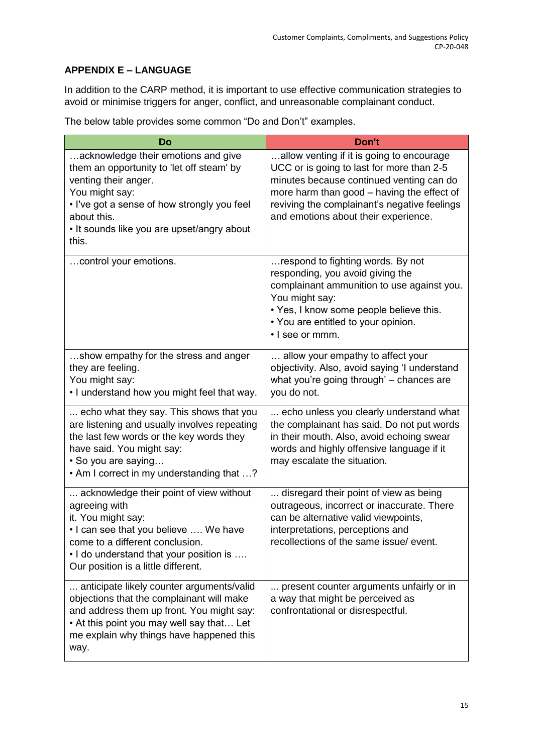**APPENDIX E – LANGUAGE**

In addition to the CARP method, it is important to use effective communication strategies to avoid or minimise triggers for anger, conflict, and unreasonable complainant conduct.

The below table provides some common “Do and Don’t” examples.

| Do | Don't |
|---|---|
| …acknowledge their emotions and give them an opportunity to 'let off steam' by venting their anger.<br>You might say:<br>• I've got a sense of how strongly you feel about this.<br>• It sounds like you are upset/angry about this. | …allow venting if it is going to encourage UCC or is going to last for more than 2-5 minutes because continued venting can do more harm than good – having the effect of reviving the complainant’s negative feelings and emotions about their experience. |
| …control your emotions. | …respond to fighting words. By not responding, you avoid giving the complainant ammunition to use against you.<br>You might say:<br>• Yes, I know some people believe this.<br>• You are entitled to your opinion.<br>• I see or mmm. |
| …show empathy for the stress and anger they are feeling.<br>You might say:<br>• I understand how you might feel that way. | … allow your empathy to affect your objectivity. Also, avoid saying ‘I understand what you’re going through’ – chances are you do not. |
| ... echo what they say. This shows that you are listening and usually involves repeating the last few words or the key words they have said. You might say:<br>• So you are saying…<br>• Am I correct in my understanding that …? | ... echo unless you clearly understand what the complainant has said. Do not put words in their mouth. Also, avoid echoing swear words and highly offensive language if it may escalate the situation. |
| ... acknowledge their point of view without agreeing with it. You might say:<br>• I can see that you believe …. We have come to a different conclusion.<br>• I do understand that your position is …. Our position is a little different. | ... disregard their point of view as being outrageous, incorrect or inaccurate. There can be alternative valid viewpoints, interpretations, perceptions and recollections of the same issue/ event. |
| ... anticipate likely counter arguments/valid objections that the complainant will make and address them up front. You might say:<br>• At this point you may well say that… Let me explain why things have happened this way. | ... present counter arguments unfairly or in a way that might be perceived as confrontational or disrespectful. |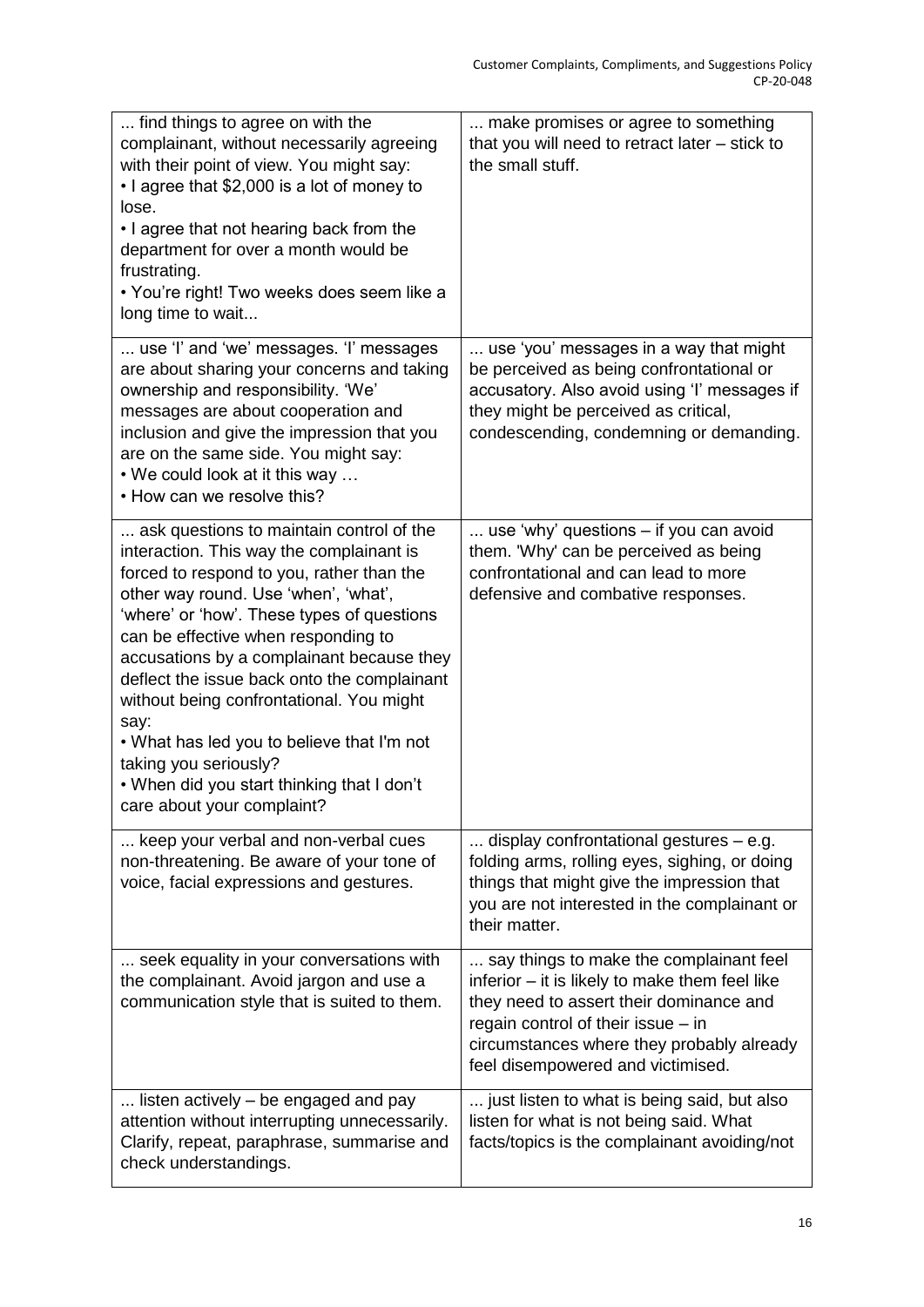| ... find things to agree on with the complainant, without necessarily agreeing with their point of view. You might say:<br>• I agree that $2,000 is a lot of money to lose.<br>• I agree that not hearing back from the department for over a month would be frustrating.<br>• You're right! Two weeks does seem like a long time to wait... | ... make promises or agree to something that you will need to retract later – stick to the small stuff. |
|---|---|
| ... use 'I' and 'we' messages. 'I' messages are about sharing your concerns and taking ownership and responsibility. 'We' messages are about cooperation and inclusion and give the impression that you are on the same side. You might say:<br>• We could look at it this way …<br>• How can we resolve this? | ... use 'you' messages in a way that might be perceived as being confrontational or accusatory. Also avoid using 'I' messages if they might be perceived as critical, condescending, condemning or demanding. |
| ... ask questions to maintain control of the interaction. This way the complainant is forced to respond to you, rather than the other way round. Use 'when', 'what', 'where' or 'how'. These types of questions can be effective when responding to accusations by a complainant because they deflect the issue back onto the complainant without being confrontational. You might say:<br>• What has led you to believe that I'm not taking you seriously?<br>• When did you start thinking that I don't care about your complaint? | ... use 'why' questions – if you can avoid them. 'Why' can be perceived as being confrontational and can lead to more defensive and combative responses. |
| ... keep your verbal and non-verbal cues non-threatening. Be aware of your tone of voice, facial expressions and gestures. | ... display confrontational gestures – e.g. folding arms, rolling eyes, sighing, or doing things that might give the impression that you are not interested in the complainant or their matter. |
| ... seek equality in your conversations with the complainant. Avoid jargon and use a communication style that is suited to them. | ... say things to make the complainant feel inferior – it is likely to make them feel like they need to assert their dominance and regain control of their issue – in circumstances where they probably already feel disempowered and victimised. |
| ... listen actively – be engaged and pay attention without interrupting unnecessarily. Clarify, repeat, paraphrase, summarise and check understandings. | ... just listen to what is being said, but also listen for what is not being said. What facts/topics is the complainant avoiding/not |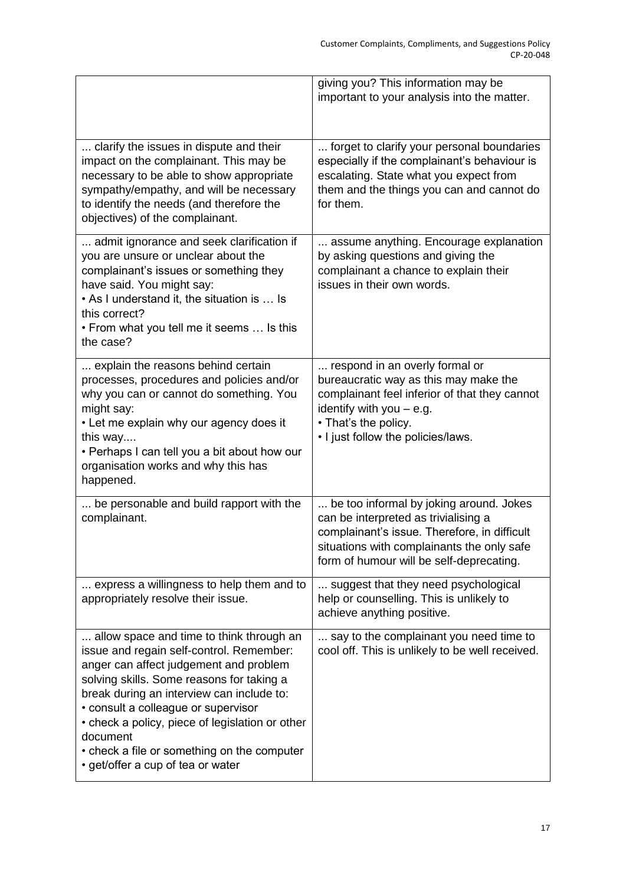| | |
|---|---|
| | giving you? This information may be important to your analysis into the matter. |
| ... clarify the issues in dispute and their impact on the complainant. This may be necessary to be able to show appropriate sympathy/empathy, and will be necessary to identify the needs (and therefore the objectives) of the complainant. | ... forget to clarify your personal boundaries especially if the complainant's behaviour is escalating. State what you expect from them and the things you can and cannot do for them. |
| ... admit ignorance and seek clarification if you are unsure or unclear about the complainant's issues or something they have said. You might say:<br>• As I understand it, the situation is … Is this correct?<br>• From what you tell me it seems … Is this the case? | ... assume anything. Encourage explanation by asking questions and giving the complainant a chance to explain their issues in their own words. |
| ... explain the reasons behind certain processes, procedures and policies and/or why you can or cannot do something. You might say:<br>• Let me explain why our agency does it this way....<br>• Perhaps I can tell you a bit about how our organisation works and why this has happened. | ... respond in an overly formal or bureaucratic way as this may make the complainant feel inferior of that they cannot identify with you – e.g.<br>• That's the policy.<br>• I just follow the policies/laws. |
| ... be personable and build rapport with the complainant. | ... be too informal by joking around. Jokes can be interpreted as trivialising a complainant's issue. Therefore, in difficult situations with complainants the only safe form of humour will be self-deprecating. |
| ... express a willingness to help them and to appropriately resolve their issue. | ... suggest that they need psychological help or counselling. This is unlikely to achieve anything positive. |
| ... allow space and time to think through an issue and regain self-control. Remember: anger can affect judgement and problem solving skills. Some reasons for taking a break during an interview can include to:<br>• consult a colleague or supervisor<br>• check a policy, piece of legislation or other document<br>• check a file or something on the computer<br>• get/offer a cup of tea or water | ... say to the complainant you need time to cool off. This is unlikely to be well received. |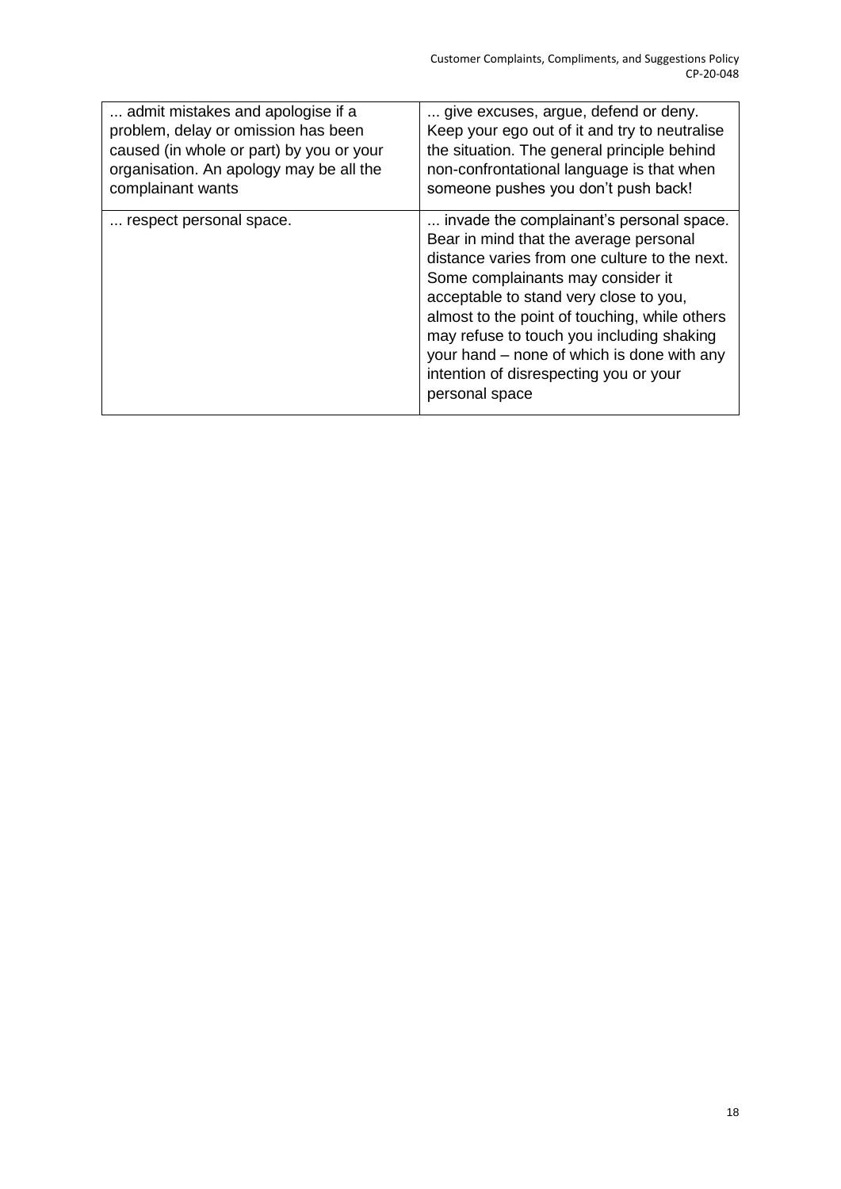| | |
|---|---|
| ... admit mistakes and apologise if a problem, delay or omission has been caused (in whole or part) by you or your organisation. An apology may be all the complainant wants | ... give excuses, argue, defend or deny. Keep your ego out of it and try to neutralise the situation. The general principle behind non-confrontational language is that when someone pushes you don't push back! |
| ... respect personal space. | ... invade the complainant's personal space. Bear in mind that the average personal distance varies from one culture to the next. Some complainants may consider it acceptable to stand very close to you, almost to the point of touching, while others may refuse to touch you including shaking your hand – none of which is done with any intention of disrespecting you or your personal space |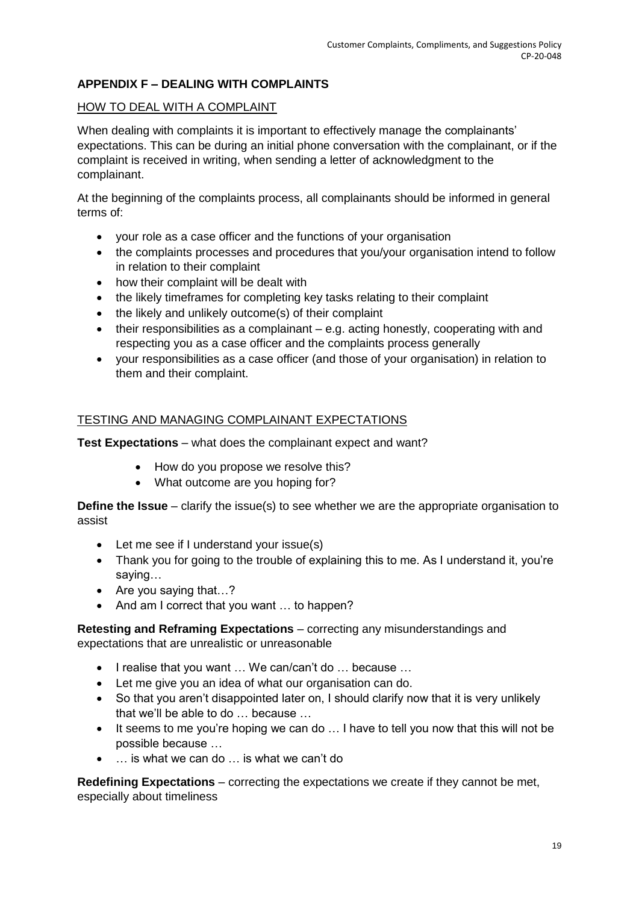## APPENDIX F – DEALING WITH COMPLAINTS

### HOW TO DEAL WITH A COMPLAINT

When dealing with complaints it is important to effectively manage the complainants' expectations. This can be during an initial phone conversation with the complainant, or if the complaint is received in writing, when sending a letter of acknowledgment to the complainant.

At the beginning of the complaints process, all complainants should be informed in general terms of:

- your role as a case officer and the functions of your organisation
- the complaints processes and procedures that you/your organisation intend to follow in relation to their complaint
- how their complaint will be dealt with
- the likely timeframes for completing key tasks relating to their complaint
- the likely and unlikely outcome(s) of their complaint
- their responsibilities as a complainant – e.g. acting honestly, cooperating with and respecting you as a case officer and the complaints process generally
- your responsibilities as a case officer (and those of your organisation) in relation to them and their complaint.

### TESTING AND MANAGING COMPLAINANT EXPECTATIONS

**Test Expectations** – what does the complainant expect and want?

- How do you propose we resolve this?
- What outcome are you hoping for?

**Define the Issue** – clarify the issue(s) to see whether we are the appropriate organisation to assist

- Let me see if I understand your issue(s)
- Thank you for going to the trouble of explaining this to me. As I understand it, you're saying…
- Are you saying that…?
- And am I correct that you want … to happen?

**Retesting and Reframing Expectations** – correcting any misunderstandings and expectations that are unrealistic or unreasonable

- I realise that you want … We can/can't do … because …
- Let me give you an idea of what our organisation can do.
- So that you aren't disappointed later on, I should clarify now that it is very unlikely that we'll be able to do … because …
- It seems to me you're hoping we can do … I have to tell you now that this will not be possible because …
- … is what we can do … is what we can't do

**Redefining Expectations** – correcting the expectations we create if they cannot be met, especially about timeliness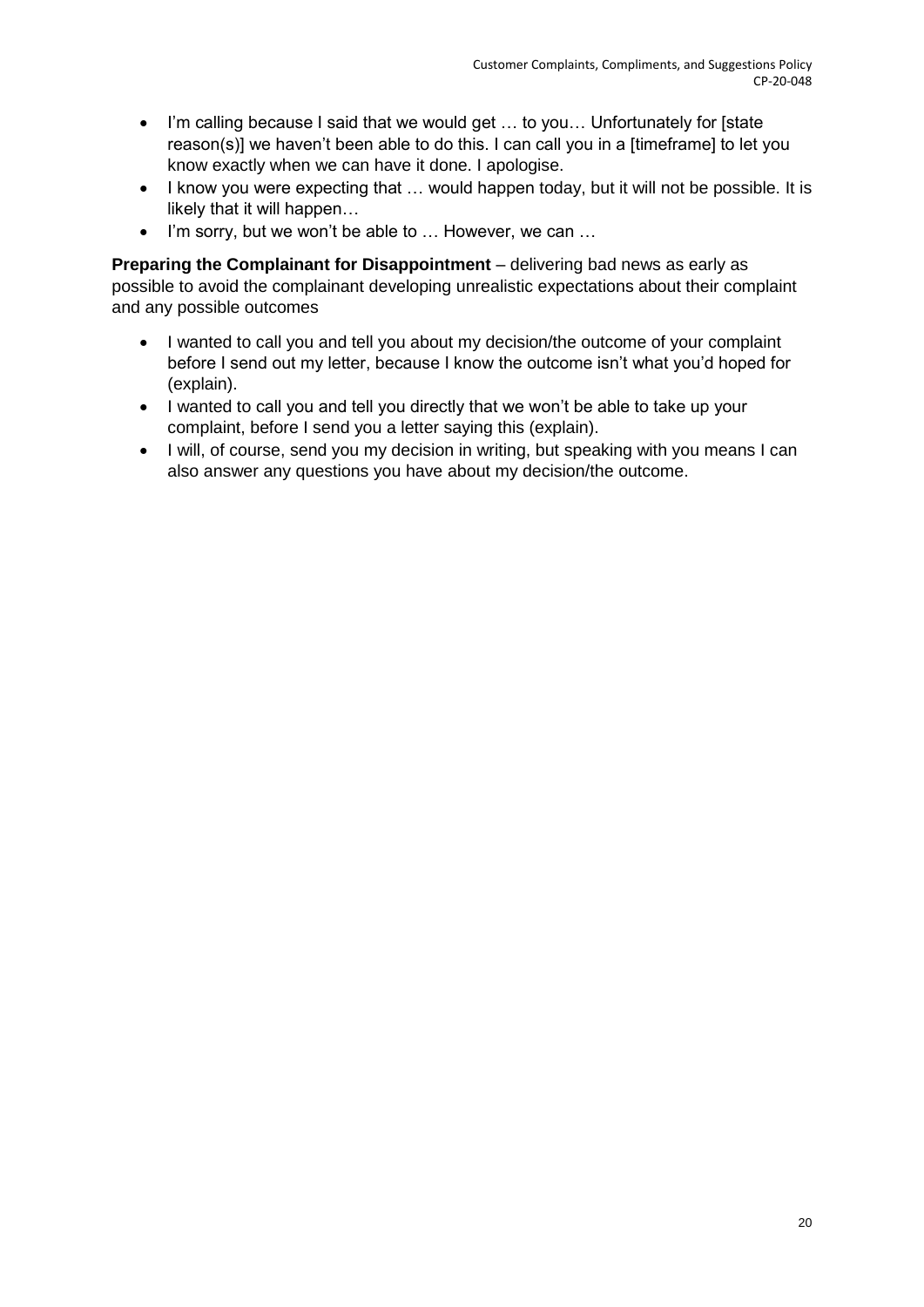- I'm calling because I said that we would get … to you… Unfortunately for [state reason(s)] we haven't been able to do this. I can call you in a [timeframe] to let you know exactly when we can have it done. I apologise.
- I know you were expecting that … would happen today, but it will not be possible. It is likely that it will happen…
- I'm sorry, but we won't be able to … However, we can …

**Preparing the Complainant for Disappointment** – delivering bad news as early as possible to avoid the complainant developing unrealistic expectations about their complaint and any possible outcomes

- I wanted to call you and tell you about my decision/the outcome of your complaint before I send out my letter, because I know the outcome isn't what you'd hoped for (explain).
- I wanted to call you and tell you directly that we won't be able to take up your complaint, before I send you a letter saying this (explain).
- I will, of course, send you my decision in writing, but speaking with you means I can also answer any questions you have about my decision/the outcome.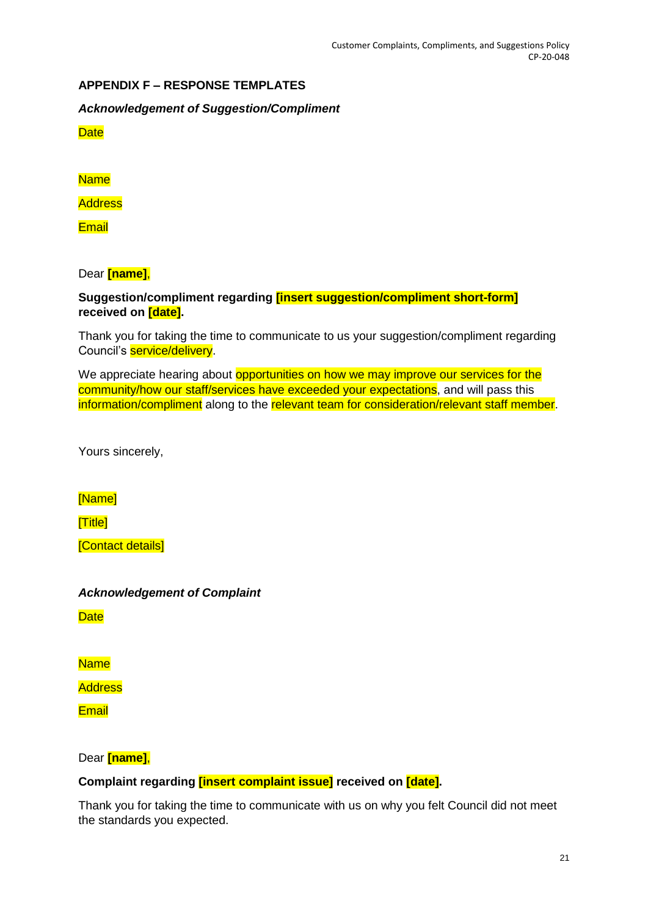## APPENDIX F – RESPONSE TEMPLATES

***Acknowledgement of Suggestion/Compliment***

Date

Name

Address

Email

Dear **[name]**,

**Suggestion/compliment regarding [insert suggestion/compliment short-form] received on [date].**

Thank you for taking the time to communicate to us your suggestion/compliment regarding Council's service/delivery.

We appreciate hearing about opportunities on how we may improve our services for the community/how our staff/services have exceeded your expectations, and will pass this information/compliment along to the relevant team for consideration/relevant staff member.

Yours sincerely,

[Name]

[Title]

[Contact details]

***Acknowledgement of Complaint***

Date

Name

Address

Email

Dear **[name]**,

**Complaint regarding [insert complaint issue] received on [date].**

Thank you for taking the time to communicate with us on why you felt Council did not meet the standards you expected.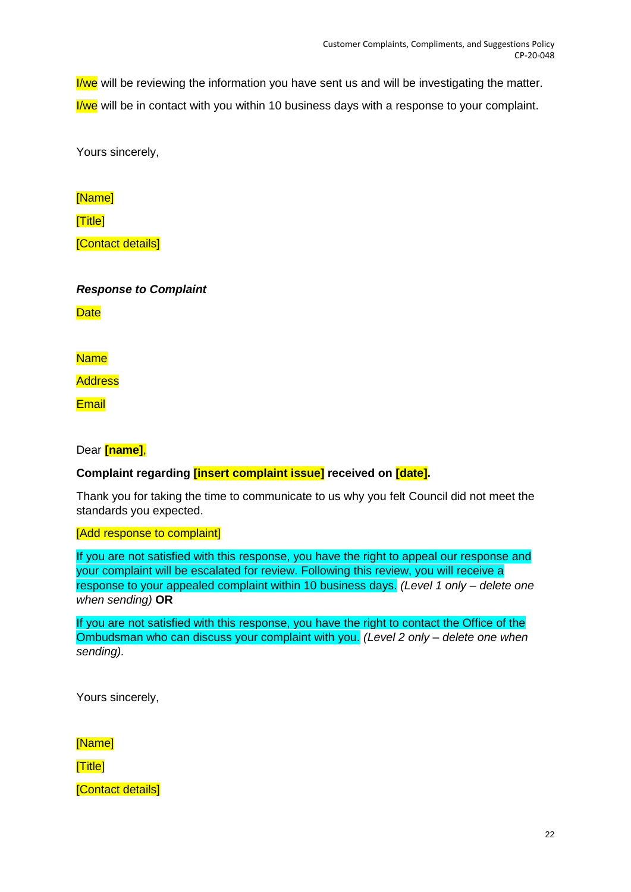I/we will be reviewing the information you have sent us and will be investigating the matter.

I/we will be in contact with you within 10 business days with a response to your complaint.

Yours sincerely,

[Name]

[Title]

[Contact details]

***Response to Complaint***

Date

Name

Address

Email

Dear **[name]**,

**Complaint regarding [insert complaint issue] received on [date].**

Thank you for taking the time to communicate to us why you felt Council did not meet the standards you expected.

[Add response to complaint]

If you are not satisfied with this response, you have the right to appeal our response and your complaint will be escalated for review. Following this review, you will receive a response to your appealed complaint within 10 business days. *(Level 1 only – delete one when sending)* **OR**

If you are not satisfied with this response, you have the right to contact the Office of the Ombudsman who can discuss your complaint with you. *(Level 2 only – delete one when sending).*

Yours sincerely,

[Name]

[Title]

[Contact details]